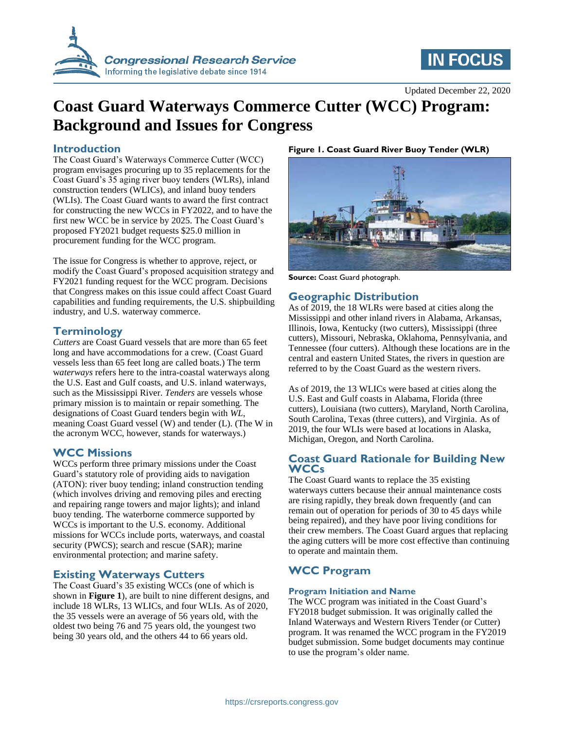Updated December 22, 2020

# Coast Guard Waterways Commerce Cutter (WCC) Program: Background and Issues for Congress

## Introduction

The Coast Guard's Waterways Commerce Cutter (WCC) program envisages procuring up to 35 replacements for the Coast Guard's 35 aging river buoy tenders (WLRs), inland construction tenders (WLICs), and inland buoy tenders (WLIs). The Coast Guard wants to award the first contract for constructing the new WCCs in FY2022, and to have the first new WCC be in service by 2025. The Coast Guard's proposed FY2021 budget requests $25.0 million in procurement funding for the WCC program.

The issue for Congress is whether to approve, reject, or modify the Coast Guard's proposed acquisition strategy and FY2021 funding request for the WCC program. Decisions that Congress makes on this issue could affect Coast Guard capabilities and funding requirements, the U.S. shipbuilding industry, and U.S. waterway commerce.

## Terminology

*Cutters* are Coast Guard vessels that are more than 65 feet long and have accommodations for a crew. (Coast Guard vessels less than 65 feet long are called boats.) The term w*aterways* refers here to the intra-coastal waterways along the U.S. East and Gulf coasts, and U.S. inland waterways, such as the Mississippi River. *Tenders* are vessels whose primary mission is to maintain or repair something. The designations of Coast Guard tenders begin with *WL*, meaning Coast Guard vessel (W) and tender (L). (The W in the acronym WCC, however, stands for waterways.)

## WCC Missions

WCCs perform three primary missions under the Coast Guard's statutory role of providing aids to navigation (ATON): river buoy tending; inland construction tending (which involves driving and removing piles and erecting and repairing range towers and major lights); and inland buoy tending. The waterborne commerce supported by WCCs is important to the U.S. economy. Additional missions for WCCs include ports, waterways, and coastal security (PWCS); search and rescue (SAR); marine environmental protection; and marine safety.

## Existing Waterways Cutters

The Coast Guard's 35 existing WCCs (one of which is shown in **Figure 1**), are built to nine different designs, and include 18 WLRs, 13 WLICs, and four WLIs. As of 2020, the 35 vessels were an average of 56 years old, with the oldest two being 76 and 75 years old, the youngest two being 30 years old, and the others 44 to 66 years old.

**Figure 1. Coast Guard River Buoy Tender (WLR)**

**Source:** Coast Guard photograph.

## Geographic Distribution

As of 2019, the 18 WLRs were based at cities along the Mississippi and other inland rivers in Alabama, Arkansas, Illinois, Iowa, Kentucky (two cutters), Mississippi (three cutters), Missouri, Nebraska, Oklahoma, Pennsylvania, and Tennessee (four cutters). Although these locations are in the central and eastern United States, the rivers in question are referred to by the Coast Guard as the western rivers.

As of 2019, the 13 WLICs were based at cities along the U.S. East and Gulf coasts in Alabama, Florida (three cutters), Louisiana (two cutters), Maryland, North Carolina, South Carolina, Texas (three cutters), and Virginia. As of 2019, the four WLIs were based at locations in Alaska, Michigan, Oregon, and North Carolina.

## Coast Guard Rationale for Building New WCCs

The Coast Guard wants to replace the 35 existing waterways cutters because their annual maintenance costs are rising rapidly, they break down frequently (and can remain out of operation for periods of 30 to 45 days while being repaired), and they have poor living conditions for their crew members. The Coast Guard argues that replacing the aging cutters will be more cost effective than continuing to operate and maintain them.

## WCC Program

### Program Initiation and Name

The WCC program was initiated in the Coast Guard's FY2018 budget submission. It was originally called the Inland Waterways and Western Rivers Tender (or Cutter) program. It was renamed the WCC program in the FY2019 budget submission. Some budget documents may continue to use the program's older name.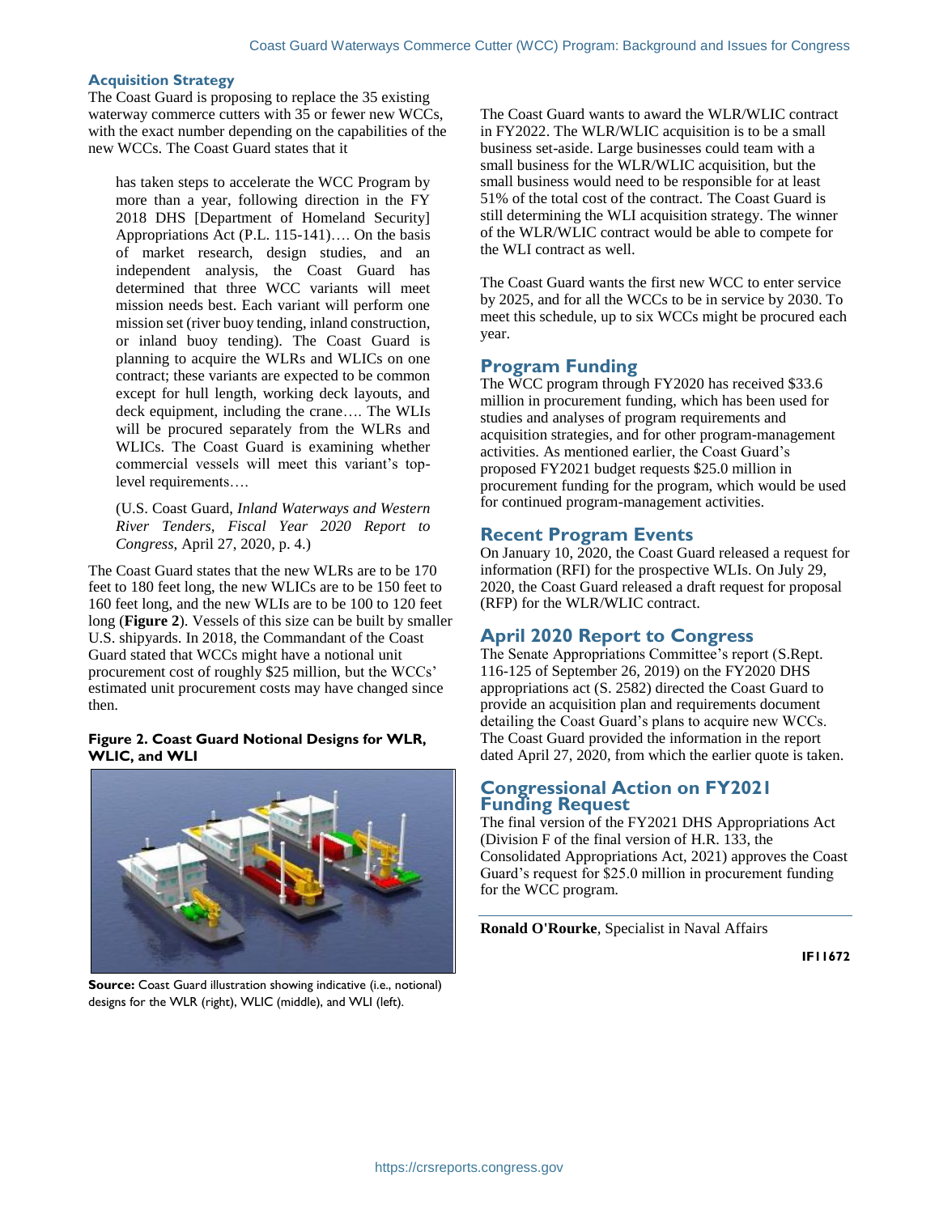## Acquisition Strategy

The Coast Guard is proposing to replace the 35 existing waterway commerce cutters with 35 or fewer new WCCs, with the exact number depending on the capabilities of the new WCCs. The Coast Guard states that it

> has taken steps to accelerate the WCC Program by more than a year, following direction in the FY 2018 DHS [Department of Homeland Security] Appropriations Act (P.L. 115-141)…. On the basis of market research, design studies, and an independent analysis, the Coast Guard has determined that three WCC variants will meet mission needs best. Each variant will perform one mission set (river buoy tending, inland construction, or inland buoy tending). The Coast Guard is planning to acquire the WLRs and WLICs on one contract; these variants are expected to be common except for hull length, working deck layouts, and deck equipment, including the crane…. The WLIs will be procured separately from the WLRs and WLICs. The Coast Guard is examining whether commercial vessels will meet this variant's top-level requirements….
>
> (U.S. Coast Guard, *Inland Waterways and Western River Tenders, Fiscal Year 2020 Report to Congress*, April 27, 2020, p. 4.)

The Coast Guard states that the new WLRs are to be 170 feet to 180 feet long, the new WLICs are to be 150 feet to 160 feet long, and the new WLIs are to be 100 to 120 feet long (**Figure 2**). Vessels of this size can be built by smaller U.S. shipyards. In 2018, the Commandant of the Coast Guard stated that WCCs might have a notional unit procurement cost of roughly $25 million, but the WCCs' estimated unit procurement costs may have changed since then.

**Figure 2. Coast Guard Notional Designs for WLR, WLIC, and WLI**

**Source:** Coast Guard illustration showing indicative (i.e., notional) designs for the WLR (right), WLIC (middle), and WLI (left).

The Coast Guard wants to award the WLR/WLIC contract in FY2022. The WLR/WLIC acquisition is to be a small business set-aside. Large businesses could team with a small business for the WLR/WLIC acquisition, but the small business would need to be responsible for at least 51% of the total cost of the contract. The Coast Guard is still determining the WLI acquisition strategy. The winner of the WLR/WLIC contract would be able to compete for the WLI contract as well.

The Coast Guard wants the first new WCC to enter service by 2025, and for all the WCCs to be in service by 2030. To meet this schedule, up to six WCCs might be procured each year.

## Program Funding

The WCC program through FY2020 has received $33.6 million in procurement funding, which has been used for studies and analyses of program requirements and acquisition strategies, and for other program-management activities. As mentioned earlier, the Coast Guard's proposed FY2021 budget requests $25.0 million in procurement funding for the program, which would be used for continued program-management activities.

## Recent Program Events

On January 10, 2020, the Coast Guard released a request for information (RFI) for the prospective WLIs. On July 29, 2020, the Coast Guard released a draft request for proposal (RFP) for the WLR/WLIC contract.

## April 2020 Report to Congress

The Senate Appropriations Committee's report (S.Rept. 116-125 of September 26, 2019) on the FY2020 DHS appropriations act (S. 2582) directed the Coast Guard to provide an acquisition plan and requirements document detailing the Coast Guard's plans to acquire new WCCs. The Coast Guard provided the information in the report dated April 27, 2020, from which the earlier quote is taken.

## Congressional Action on FY2021 Funding Request

The final version of the FY2021 DHS Appropriations Act (Division F of the final version of H.R. 133, the Consolidated Appropriations Act, 2021) approves the Coast Guard's request for $25.0 million in procurement funding for the WCC program.

---

**Ronald O'Rourke**, Specialist in Naval Affairs

**IF11672**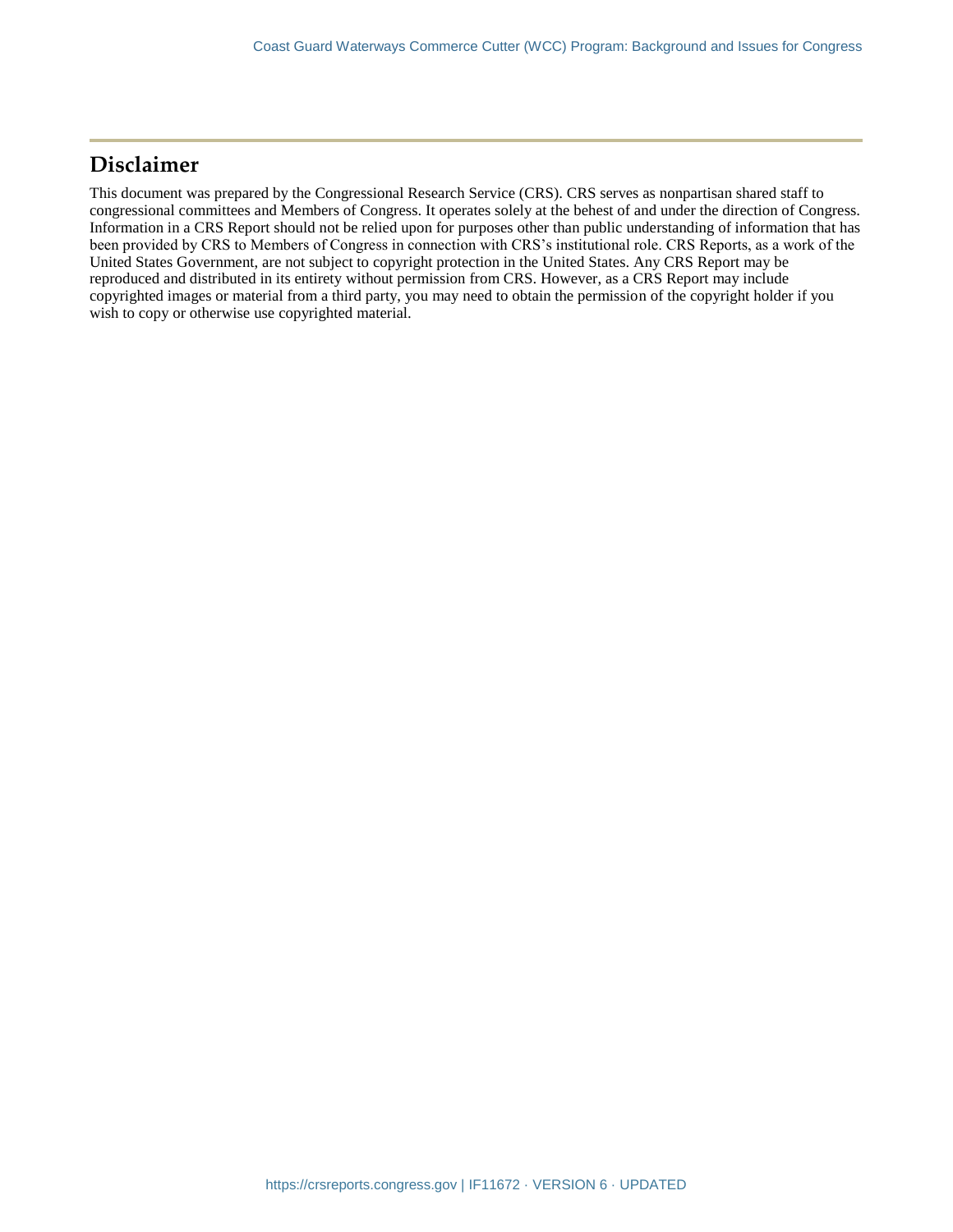## Disclaimer

This document was prepared by the Congressional Research Service (CRS). CRS serves as nonpartisan shared staff to congressional committees and Members of Congress. It operates solely at the behest of and under the direction of Congress. Information in a CRS Report should not be relied upon for purposes other than public understanding of information that has been provided by CRS to Members of Congress in connection with CRS's institutional role. CRS Reports, as a work of the United States Government, are not subject to copyright protection in the United States. Any CRS Report may be reproduced and distributed in its entirety without permission from CRS. However, as a CRS Report may include copyrighted images or material from a third party, you may need to obtain the permission of the copyright holder if you wish to copy or otherwise use copyrighted material.